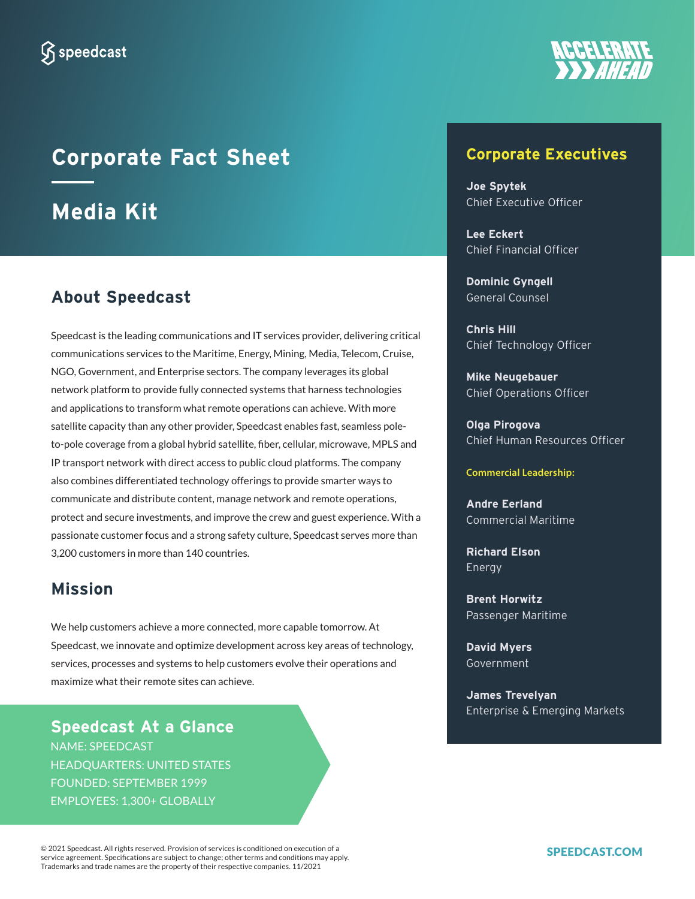speedcast

ACCELERATE AHEAD

# Corporate Fact Sheet

# Media Kit

## About Speedcast

Speedcast is the leading communications and IT services provider, delivering critical communications services to the Maritime, Energy, Mining, Media, Telecom, Cruise, NGO, Government, and Enterprise sectors. The company leverages its global network platform to provide fully connected systems that harness technologies and applications to transform what remote operations can achieve. With more satellite capacity than any other provider, Speedcast enables fast, seamless pole-to-pole coverage from a global hybrid satellite, fiber, cellular, microwave, MPLS and IP transport network with direct access to public cloud platforms. The company also combines differentiated technology offerings to provide smarter ways to communicate and distribute content, manage network and remote operations, protect and secure investments, and improve the crew and guest experience. With a passionate customer focus and a strong safety culture, Speedcast serves more than 3,200 customers in more than 140 countries.

## Mission

We help customers achieve a more connected, more capable tomorrow. At Speedcast, we innovate and optimize development across key areas of technology, services, processes and systems to help customers evolve their operations and maximize what their remote sites can achieve.

## Speedcast At a Glance

NAME: SPEEDCAST
HEADQUARTERS: UNITED STATES
FOUNDED: SEPTEMBER 1999
EMPLOYEES: 1,300+ GLOBALLY

## Corporate Executives

**Joe Spytek**
Chief Executive Officer

**Lee Eckert**
Chief Financial Officer

**Dominic Gyngell**
General Counsel

**Chris Hill**
Chief Technology Officer

**Mike Neugebauer**
Chief Operations Officer

**Olga Pirogova**
Chief Human Resources Officer

**Commercial Leadership:**

**Andre Eerland**
Commercial Maritime

**Richard Elson**
Energy

**Brent Horwitz**
Passenger Maritime

**David Myers**
Government

**James Trevelyan**
Enterprise & Emerging Markets

© 2021 Speedcast. All rights reserved. Provision of services is conditioned on execution of a service agreement. Specifications are subject to change; other terms and conditions may apply. Trademarks and trade names are the property of their respective companies. 11/2021

SPEEDCAST.COM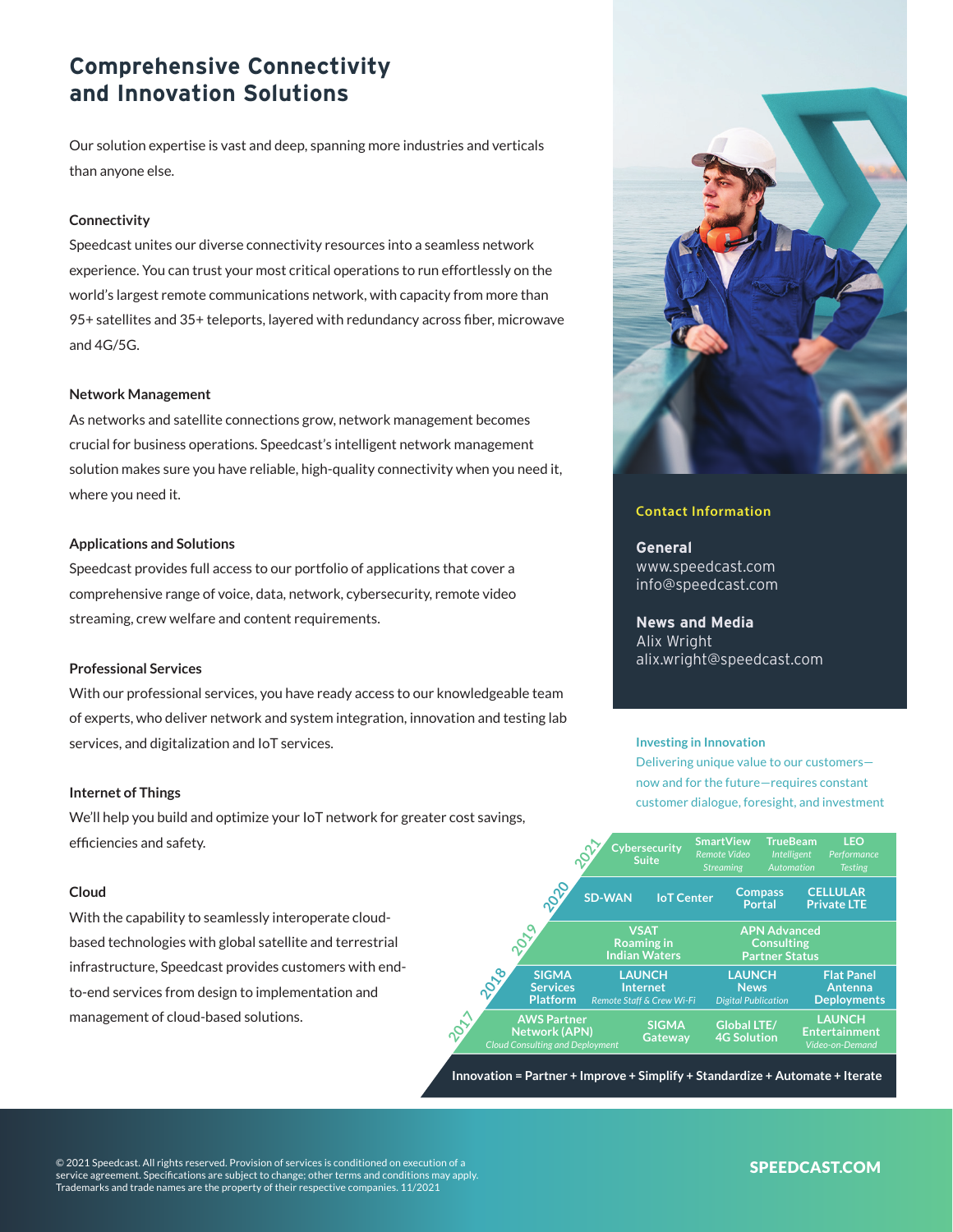# Comprehensive Connectivity and Innovation Solutions

Our solution expertise is vast and deep, spanning more industries and verticals than anyone else.

### Connectivity

Speedcast unites our diverse connectivity resources into a seamless network experience. You can trust your most critical operations to run effortlessly on the world's largest remote communications network, with capacity from more than 95+ satellites and 35+ teleports, layered with redundancy across fiber, microwave and 4G/5G.

### Network Management

As networks and satellite connections grow, network management becomes crucial for business operations. Speedcast's intelligent network management solution makes sure you have reliable, high-quality connectivity when you need it, where you need it.

### Applications and Solutions

Speedcast provides full access to our portfolio of applications that cover a comprehensive range of voice, data, network, cybersecurity, remote video streaming, crew welfare and content requirements.

### Professional Services

With our professional services, you have ready access to our knowledgeable team of experts, who deliver network and system integration, innovation and testing lab services, and digitalization and IoT services.

### Internet of Things

We'll help you build and optimize your IoT network for greater cost savings, efficiencies and safety.

### Cloud

With the capability to seamlessly interoperate cloud-based technologies with global satellite and terrestrial infrastructure, Speedcast provides customers with end-to-end services from design to implementation and management of cloud-based solutions.

### Contact Information

**General**
www.speedcast.com
info@speedcast.com

**News and Media**
Alix Wright
alix.wright@speedcast.com

### Investing in Innovation

Delivering unique value to our customers—now and for the future—requires constant customer dialogue, foresight, and investment

2021: Cybersecurity Suite; SmartView *Remote Video Streaming*; TrueBeam *Intelligent Automation*; LEO *Performance Testing*

2020: SD-WAN; IoT Center; Compass Portal; CELLULAR Private LTE

2019: VSAT Roaming in Indian Waters; APN Advanced Consulting Partner Status

2018: SIGMA Services Platform; LAUNCH Internet *Remote Staff & Crew Wi-Fi*; LAUNCH News *Digital Publication*; Flat Panel Antenna Deployments

2017: AWS Partner Network (APN) *Cloud Consulting and Deployment*; SIGMA Gateway; Global LTE/ 4G Solution; LAUNCH Entertainment *Video-on-Demand*

**Innovation = Partner + Improve + Simplify + Standardize + Automate + Iterate**

© 2021 Speedcast. All rights reserved. Provision of services is conditioned on execution of a service agreement. Specifications are subject to change; other terms and conditions may apply. Trademarks and trade names are the property of their respective companies. 11/2021

SPEEDCAST.COM